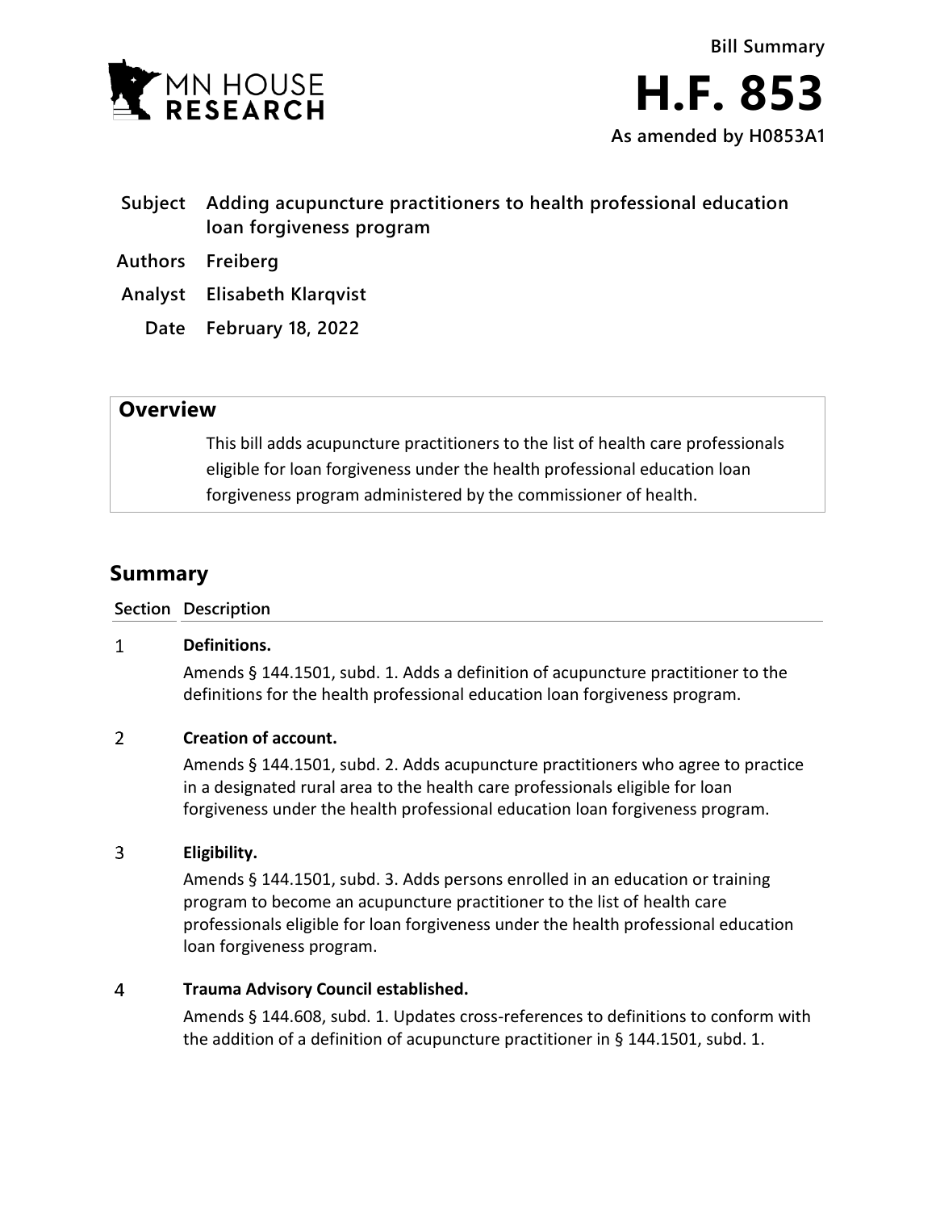MN HOUSE RESEARCH

**Bill Summary**

# H.F. 853

**As amended by H0853A1**

| | |
|---|---|
| **Subject** | **Adding acupuncture practitioners to health professional education loan forgiveness program** |
| **Authors** | **Freiberg** |
| **Analyst** | **Elisabeth Klarqvist** |
| **Date** | **February 18, 2022** |

## Overview

This bill adds acupuncture practitioners to the list of health care professionals eligible for loan forgiveness under the health professional education loan forgiveness program administered by the commissioner of health.

## Summary

| Section | Description |
|---|---|
| 1 | **Definitions.**<br>Amends § 144.1501, subd. 1. Adds a definition of acupuncture practitioner to the definitions for the health professional education loan forgiveness program. |
| 2 | **Creation of account.**<br>Amends § 144.1501, subd. 2. Adds acupuncture practitioners who agree to practice in a designated rural area to the health care professionals eligible for loan forgiveness under the health professional education loan forgiveness program. |
| 3 | **Eligibility.**<br>Amends § 144.1501, subd. 3. Adds persons enrolled in an education or training program to become an acupuncture practitioner to the list of health care professionals eligible for loan forgiveness under the health professional education loan forgiveness program. |
| 4 | **Trauma Advisory Council established.**<br>Amends § 144.608, subd. 1. Updates cross-references to definitions to conform with the addition of a definition of acupuncture practitioner in § 144.1501, subd. 1. |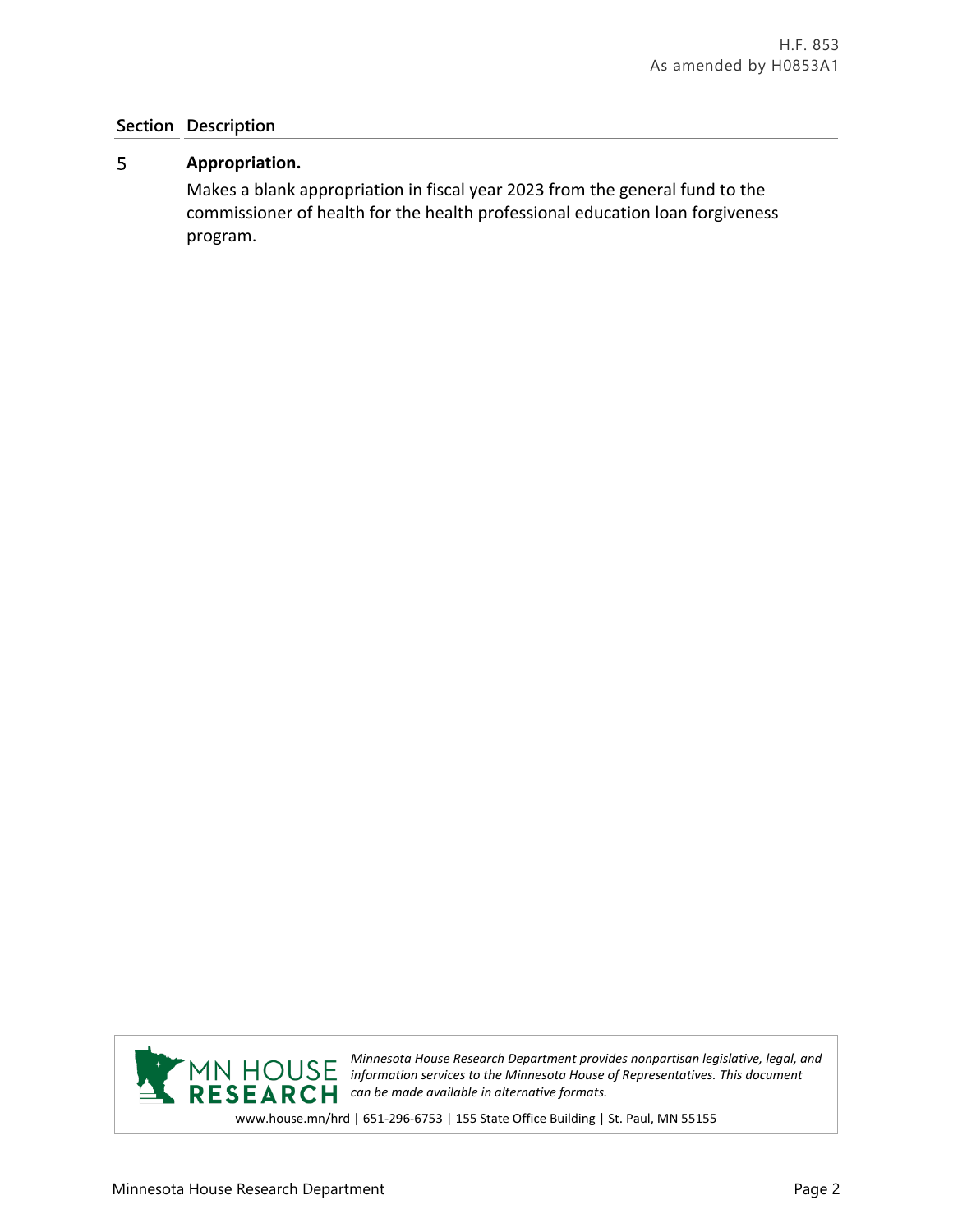| Section | Description |
|---|---|
| 5 | **Appropriation.**<br>Makes a blank appropriation in fiscal year 2023 from the general fund to the commissioner of health for the health professional education loan forgiveness program. |

MN HOUSE RESEARCH

*Minnesota House Research Department provides nonpartisan legislative, legal, and information services to the Minnesota House of Representatives. This document can be made available in alternative formats.*

www.house.mn/hrd | 651-296-6753 | 155 State Office Building | St. Paul, MN 55155